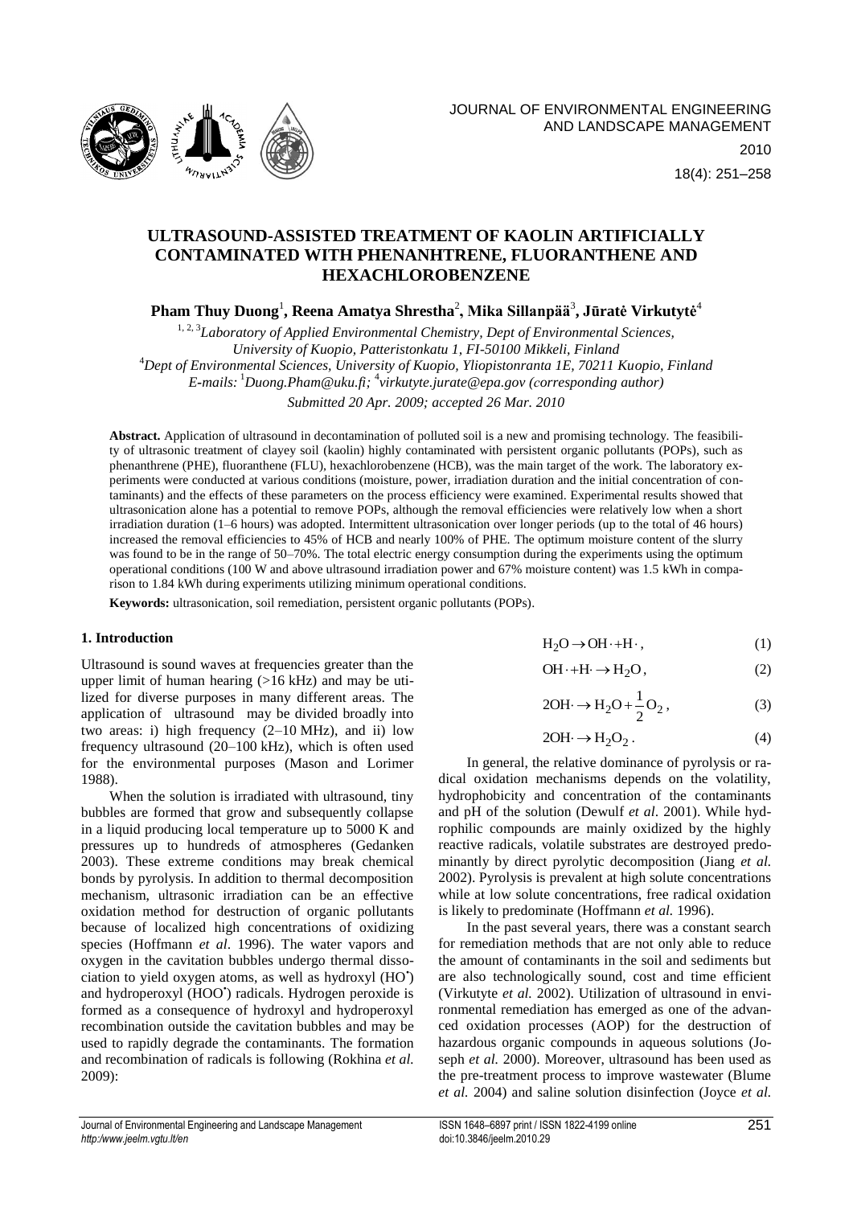# ULTRASOUND-ASSISTED TREATMENT OF KAOLIN ARTIFICIALLY CONTAMINATED WITH PHENANHTRENE, FLUORANTHENE AND HEXACHLOROBENZENE

**Pham Thuy Duong[1], Reena Amatya Shrestha[2], Mika Sillanpää[3], Jūratė Virkutytė[4]**

[1, 2, 3]*Laboratory of Applied Environmental Chemistry, Dept of Environmental Sciences, University of Kuopio, Patteristonkatu 1, FI-50100 Mikkeli, Finland*
[4]*Dept of Environmental Sciences, University of Kuopio, Yliopistonranta 1E, 70211 Kuopio, Finland*
*E-mails:* [1]*Duong.Pham@uku.fi;* [4]*virkutyte.jurate@epa.gov (corresponding author)*

*Submitted 20 Apr. 2009; accepted 26 Mar. 2010*

**Abstract.** Application of ultrasound in decontamination of polluted soil is a new and promising technology. The feasibility of ultrasonic treatment of clayey soil (kaolin) highly contaminated with persistent organic pollutants (POPs), such as phenanthrene (PHE), fluoranthene (FLU), hexachlorobenzene (HCB), was the main target of the work. The laboratory experiments were conducted at various conditions (moisture, power, irradiation duration and the initial concentration of contaminants) and the effects of these parameters on the process efficiency were examined. Experimental results showed that ultrasonication alone has a potential to remove POPs, although the removal efficiencies were relatively low when a short irradiation duration (1–6 hours) was adopted. Intermittent ultrasonication over longer periods (up to the total of 46 hours) increased the removal efficiencies to 45% of HCB and nearly 100% of PHE. The optimum moisture content of the slurry was found to be in the range of 50–70%. The total electric energy consumption during the experiments using the optimum operational conditions (100 W and above ultrasound irradiation power and 67% moisture content) was 1.5 kWh in comparison to 1.84 kWh during experiments utilizing minimum operational conditions.

**Keywords:** ultrasonication, soil remediation, persistent organic pollutants (POPs).

## 1. Introduction

Ultrasound is sound waves at frequencies greater than the upper limit of human hearing (>16 kHz) and may be utilized for diverse purposes in many different areas. The application of ultrasound may be divided broadly into two areas: i) high frequency (2–10 MHz), and ii) low frequency ultrasound (20–100 kHz), which is often used for the environmental purposes (Mason and Lorimer 1988).

When the solution is irradiated with ultrasound, tiny bubbles are formed that grow and subsequently collapse in a liquid producing local temperature up to 5000 K and pressures up to hundreds of atmospheres (Gedanken 2003). These extreme conditions may break chemical bonds by pyrolysis. In addition to thermal decomposition mechanism, ultrasonic irradiation can be an effective oxidation method for destruction of organic pollutants because of localized high concentrations of oxidizing species (Hoffmann *et al*. 1996). The water vapors and oxygen in the cavitation bubbles undergo thermal dissociation to yield oxygen atoms, as well as hydroxyl ($HO^{\bullet}$) and hydroperoxyl ($HOO^{\bullet}$) radicals. Hydrogen peroxide is formed as a consequence of hydroxyl and hydroperoxyl recombination outside the cavitation bubbles and may be used to rapidly degrade the contaminants. The formation and recombination of radicals is following (Rokhina *et al.* 2009):

$$H_2O \rightarrow OH \cdot + H \cdot, \quad (1)$$

$$OH \cdot + H \cdot \rightarrow H_2O, \quad (2)$$

$$2OH \cdot \rightarrow H_2O + \frac{1}{2}O_2, \quad (3)$$

$$2OH \cdot \rightarrow H_2O_2. \quad (4)$$

In general, the relative dominance of pyrolysis or radical oxidation mechanisms depends on the volatility, hydrophobicity and concentration of the contaminants and pH of the solution (Dewulf *et al*. 2001). While hydrophilic compounds are mainly oxidized by the highly reactive radicals, volatile substrates are destroyed predominantly by direct pyrolytic decomposition (Jiang *et al.* 2002). Pyrolysis is prevalent at high solute concentrations while at low solute concentrations, free radical oxidation is likely to predominate (Hoffmann *et al.* 1996).

In the past several years, there was a constant search for remediation methods that are not only able to reduce the amount of contaminants in the soil and sediments but are also technologically sound, cost and time efficient (Virkutyte *et al.* 2002). Utilization of ultrasound in environmental remediation has emerged as one of the advanced oxidation processes (AOP) for the destruction of hazardous organic compounds in aqueous solutions (Joseph *et al.* 2000). Moreover, ultrasound has been used as the pre-treatment process to improve wastewater (Blume *et al.* 2004) and saline solution disinfection (Joyce *et al.*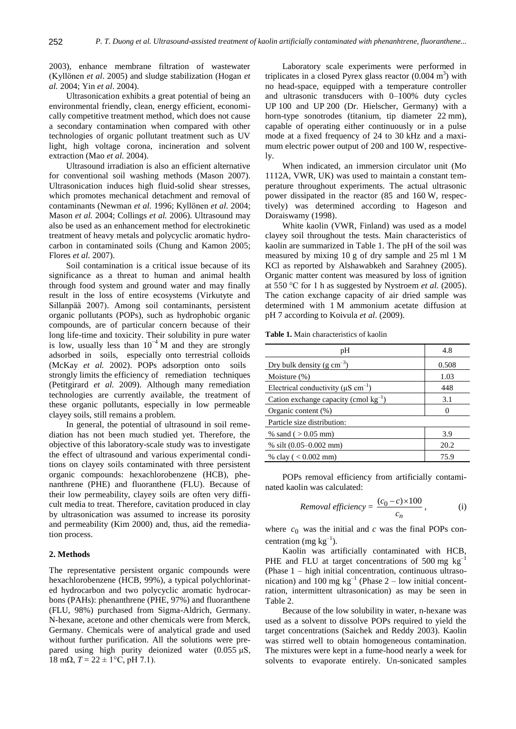2003), enhance membrane filtration of wastewater (Kyllönen *et al*. 2005) and sludge stabilization (Hogan *et al.* 2004; Yin *et al*. 2004).

Ultrasonication exhibits a great potential of being an environmental friendly, clean, energy efficient, economically competitive treatment method, which does not cause a secondary contamination when compared with other technologies of organic pollutant treatment such as UV light, high voltage corona, incineration and solvent extraction (Mao *et al.* 2004).

Ultrasound irradiation is also an efficient alternative for conventional soil washing methods (Mason 2007). Ultrasonication induces high fluid-solid shear stresses, which promotes mechanical detachment and removal of contaminants (Newman *et al.* 1996; Kyllönen *et al.* 2004; Mason *et al.* 2004; Collings *et al.* 2006). Ultrasound may also be used as an enhancement method for electrokinetic treatment of heavy metals and polycyclic aromatic hydrocarbon in contaminated soils (Chung and Kamon 2005; Flores *et al.* 2007).

Soil contamination is a critical issue because of its significance as a threat to human and animal health through food system and ground water and may finally result in the loss of entire ecosystems (Virkutyte and Sillanpää 2007). Among soil contaminants, persistent organic pollutants (POPs), such as hydrophobic organic compounds, are of particular concern because of their long life-time and toxicity. Their solubility in pure water is low, usually less than $10^{-4}$ M and they are strongly adsorbed in soils, especially onto terrestrial colloids (McKay *et al.* 2002). POPs adsorption onto soils strongly limits the efficiency of remediation techniques (Petitgirard *et al.* 2009). Although many remediation technologies are currently available, the treatment of these organic pollutants, especially in low permeable clayey soils, still remains a problem.

In general, the potential of ultrasound in soil remediation has not been much studied yet. Therefore, the objective of this laboratory-scale study was to investigate the effect of ultrasound and various experimental conditions on clayey soils contaminated with three persistent organic compounds: hexachlorobenzene (HCB), phenanthrene (PHE) and fluoranthene (FLU). Because of their low permeability, clayey soils are often very difficult media to treat. Therefore, cavitation produced in clay by ultrasonication was assumed to increase its porosity and permeability (Kim 2000) and, thus, aid the remediation process.

## 2. Methods

The representative persistent organic compounds were hexachlorobenzene (HCB, 99%), a typical polychlorinated hydrocarbon and two polycyclic aromatic hydrocarbons (PAHs): phenanthrene (PHE, 97%) and fluoranthene (FLU, 98%) purchased from Sigma-Aldrich, Germany. N-hexane, acetone and other chemicals were from Merck, Germany. Chemicals were of analytical grade and used without further purification. All the solutions were prepared using high purity deionized water (0.055 μS, 18 mΩ, $T = 22 \pm 1$°C, pH 7.1).

Laboratory scale experiments were performed in triplicates in a closed Pyrex glass reactor (0.004 $m^3$) with no head-space, equipped with a temperature controller and ultrasonic transducers with 0–100% duty cycles UP 100 and UP 200 (Dr. Hielscher, Germany) with a horn-type sonotrodes (titanium, tip diameter 22 mm), capable of operating either continuously or in a pulse mode at a fixed frequency of 24 to 30 kHz and a maximum electric power output of 200 and 100 W, respectively.

When indicated, an immersion circulator unit (Mo 1112A, VWR, UK) was used to maintain a constant temperature throughout experiments. The actual ultrasonic power dissipated in the reactor (85 and 160 W, respectively) was determined according to Hageson and Doraiswamy (1998).

White kaolin (VWR, Finland) was used as a model clayey soil throughout the tests. Main characteristics of kaolin are summarized in Table 1. The pH of the soil was measured by mixing 10 g of dry sample and 25 ml 1 M KCl as reported by Alshawabkeh and Sarahney (2005). Organic matter content was measured by loss of ignition at 550 °C for 1 h as suggested by Nystroem *et al.* (2005). The cation exchange capacity of air dried sample was determined with 1 M ammonium acetate diffusion at pH 7 according to Koivula *et al*. (2009).

**Table 1.** Main characteristics of kaolin

| pH | 4.8 |
|---|---|
| Dry bulk density (g $cm^{-3}$) | 0.508 |
| Moisture (%) | 1.03 |
| Electrical conductivity (μS $cm^{-1}$) | 448 |
| Cation exchange capacity (cmol $kg^{-1}$) | 3.1 |
| Organic content (%) | 0 |
| Particle size distribution: | |
| % sand ( > 0.05 mm) | 3.9 |
| % silt (0.05–0.002 mm) | 20.2 |
| % clay ( < 0.002 mm) | 75.9 |

POPs removal efficiency from artificially contaminated kaolin was calculated:

$$Removal\ efficiency = \frac{(c_0 - c) \times 100}{c_n}, \qquad \text{(i)}$$

where $c_0$ was the initial and $c$ was the final POPs concentration (mg $kg^{-1}$).

Kaolin was artificially contaminated with HCB, PHE and FLU at target concentrations of 500 mg $kg^{-1}$ (Phase 1 – high initial concentration, continuous ultrasonication) and 100 mg $kg^{-1}$ (Phase 2 – low initial concentration, intermittent ultrasonication) as may be seen in Table 2.

Because of the low solubility in water, n-hexane was used as a solvent to dissolve POPs required to yield the target concentrations (Saichek and Reddy 2003). Kaolin was stirred well to obtain homogeneous contamination. The mixtures were kept in a fume-hood nearly a week for solvents to evaporate entirely. Un-sonicated samples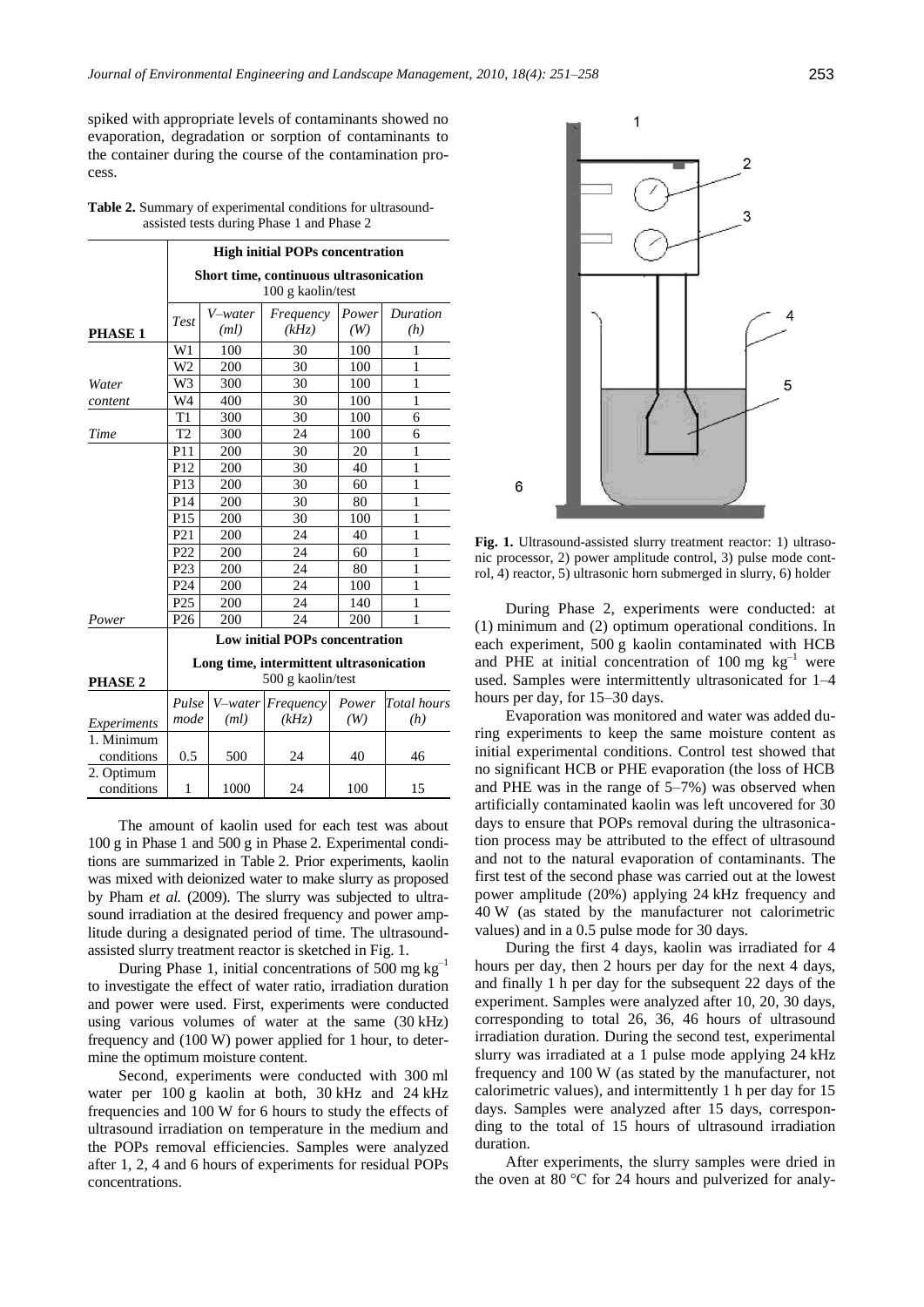spiked with appropriate levels of contaminants showed no evaporation, degradation or sorption of contaminants to the container during the course of the contamination process.

**Table 2.** Summary of experimental conditions for ultrasound-assisted tests during Phase 1 and Phase 2

| | **High initial POPs concentration** | | | | |
|---|---|---|---|---|---|
| | **Short time, continuous ultrasonication** 100 g kaolin/test | | | | |
| **PHASE 1** | *Test* | *V–water (ml)* | *Frequency (kHz)* | *Power (W)* | *Duration (h)* |
| | W1 | 100 | 30 | 100 | 1 |
| | W2 | 200 | 30 | 100 | 1 |
| *Water* | W3 | 300 | 30 | 100 | 1 |
| *content* | W4 | 400 | 30 | 100 | 1 |
| | T1 | 300 | 30 | 100 | 6 |
| *Time* | T2 | 300 | 24 | 100 | 6 |
| | P11 | 200 | 30 | 20 | 1 |
| | P12 | 200 | 30 | 40 | 1 |
| | P13 | 200 | 30 | 60 | 1 |
| | P14 | 200 | 30 | 80 | 1 |
| | P15 | 200 | 30 | 100 | 1 |
| | P21 | 200 | 24 | 40 | 1 |
| | P22 | 200 | 24 | 60 | 1 |
| | P23 | 200 | 24 | 80 | 1 |
| | P24 | 200 | 24 | 100 | 1 |
| | P25 | 200 | 24 | 140 | 1 |
| *Power* | P26 | 200 | 24 | 200 | 1 |
| | **Low initial POPs concentration** | | | | |
| **PHASE 2** | **Long time, intermittent ultrasonication** 500 g kaolin/test | | | | |
| *Experiments* | *Pulse mode* | *V–water (ml)* | *Frequency (kHz)* | *Power (W)* | *Total hours (h)* |
| 1. Minimum conditions | 0.5 | 500 | 24 | 40 | 46 |
| 2. Optimum conditions | 1 | 1000 | 24 | 100 | 15 |

The amount of kaolin used for each test was about 100 g in Phase 1 and 500 g in Phase 2. Experimental conditions are summarized in Table 2. Prior experiments, kaolin was mixed with deionized water to make slurry as proposed by Pham *et al.* (2009). The slurry was subjected to ultrasound irradiation at the desired frequency and power amplitude during a designated period of time. The ultrasound-assisted slurry treatment reactor is sketched in Fig. 1.

During Phase 1, initial concentrations of 500 mg kg$^{-1}$ to investigate the effect of water ratio, irradiation duration and power were used. First, experiments were conducted using various volumes of water at the same (30 kHz) frequency and (100 W) power applied for 1 hour, to determine the optimum moisture content.

Second, experiments were conducted with 300 ml water per 100 g kaolin at both, 30 kHz and 24 kHz frequencies and 100 W for 6 hours to study the effects of ultrasound irradiation on temperature in the medium and the POPs removal efficiencies. Samples were analyzed after 1, 2, 4 and 6 hours of experiments for residual POPs concentrations.

**Fig. 1.** Ultrasound-assisted slurry treatment reactor: 1) ultrasonic processor, 2) power amplitude control, 3) pulse mode control, 4) reactor, 5) ultrasonic horn submerged in slurry, 6) holder

During Phase 2, experiments were conducted: at (1) minimum and (2) optimum operational conditions. In each experiment, 500 g kaolin contaminated with HCB and PHE at initial concentration of 100 mg kg$^{-1}$ were used. Samples were intermittently ultrasonicated for 1–4 hours per day, for 15–30 days.

Evaporation was monitored and water was added during experiments to keep the same moisture content as initial experimental conditions. Control test showed that no significant HCB or PHE evaporation (the loss of HCB and PHE was in the range of 5–7%) was observed when artificially contaminated kaolin was left uncovered for 30 days to ensure that POPs removal during the ultrasonication process may be attributed to the effect of ultrasound and not to the natural evaporation of contaminants. The first test of the second phase was carried out at the lowest power amplitude (20%) applying 24 kHz frequency and 40 W (as stated by the manufacturer not calorimetric values) and in a 0.5 pulse mode for 30 days.

During the first 4 days, kaolin was irradiated for 4 hours per day, then 2 hours per day for the next 4 days, and finally 1 h per day for the subsequent 22 days of the experiment. Samples were analyzed after 10, 20, 30 days, corresponding to total 26, 36, 46 hours of ultrasound irradiation duration. During the second test, experimental slurry was irradiated at a 1 pulse mode applying 24 kHz frequency and 100 W (as stated by the manufacturer, not calorimetric values), and intermittently 1 h per day for 15 days. Samples were analyzed after 15 days, corresponding to the total of 15 hours of ultrasound irradiation duration.

After experiments, the slurry samples were dried in the oven at 80 °C for 24 hours and pulverized for analy-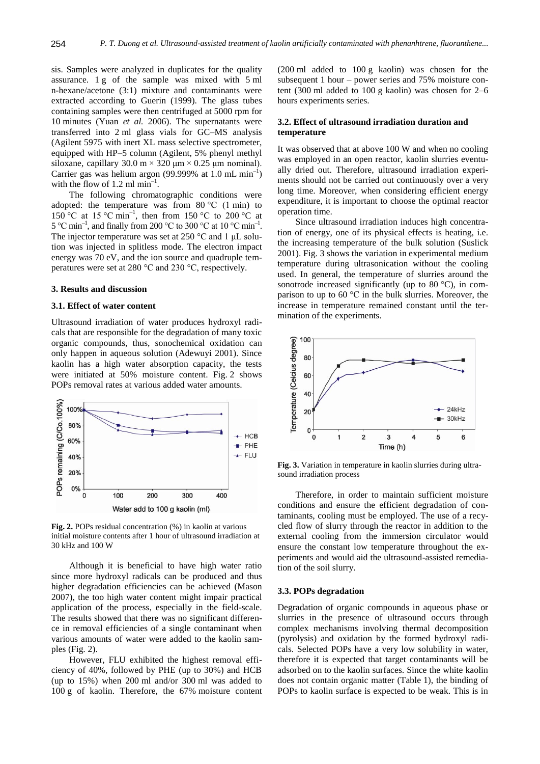sis. Samples were analyzed in duplicates for the quality assurance. 1 g of the sample was mixed with 5 ml n-hexane/acetone (3:1) mixture and contaminants were extracted according to Guerin (1999). The glass tubes containing samples were then centrifuged at 5000 rpm for 10 minutes (Yuan *et al.* 2006). The supernatants were transferred into 2 ml glass vials for GC–MS analysis (Agilent 5975 with inert XL mass selective spectrometer, equipped with HP–5 column (Agilent, 5% phenyl methyl siloxane, capillary 30.0 m × 320 μm × 0.25 μm nominal). Carrier gas was helium argon (99.999% at 1.0 mL min$^{-1}$) with the flow of 1.2 ml min$^{-1}$.

The following chromatographic conditions were adopted: the temperature was from 80 °C (1 min) to 150 °C at 15 °C min$^{-1}$, then from 150 °C to 200 °C at 5 °C min$^{-1}$, and finally from 200 °C to 300 °C at 10 °C min$^{-1}$. The injector temperature was set at 250 °C and 1 μL solution was injected in splitless mode. The electron impact energy was 70 eV, and the ion source and quadruple temperatures were set at 280 °C and 230 °C, respectively.

## 3. Results and discussion

### 3.1. Effect of water content

Ultrasound irradiation of water produces hydroxyl radicals that are responsible for the degradation of many toxic organic compounds, thus, sonochemical oxidation can only happen in aqueous solution (Adewuyi 2001). Since kaolin has a high water absorption capacity, the tests were initiated at 50% moisture content. Fig. 2 shows POPs removal rates at various added water amounts.

**Fig. 2.** POPs residual concentration (%) in kaolin at various initial moisture contents after 1 hour of ultrasound irradiation at 30 kHz and 100 W

Although it is beneficial to have high water ratio since more hydroxyl radicals can be produced and thus higher degradation efficiencies can be achieved (Mason 2007), the too high water content might impair practical application of the process, especially in the field-scale. The results showed that there was no significant difference in removal efficiencies of a single contaminant when various amounts of water were added to the kaolin samples (Fig. 2).

However, FLU exhibited the highest removal efficiency of 40%, followed by PHE (up to 30%) and HCB (up to 15%) when 200 ml and/or 300 ml was added to 100 g of kaolin. Therefore, the 67% moisture content (200 ml added to 100 g kaolin) was chosen for the subsequent 1 hour – power series and 75% moisture content (300 ml added to 100 g kaolin) was chosen for 2–6 hours experiments series.

### 3.2. Effect of ultrasound irradiation duration and temperature

It was observed that at above 100 W and when no cooling was employed in an open reactor, kaolin slurries eventually dried out. Therefore, ultrasound irradiation experiments should not be carried out continuously over a very long time. Moreover, when considering efficient energy expenditure, it is important to choose the optimal reactor operation time.

Since ultrasound irradiation induces high concentration of energy, one of its physical effects is heating, i.e. the increasing temperature of the bulk solution (Suslick 2001). Fig. 3 shows the variation in experimental medium temperature during ultrasonication without the cooling used. In general, the temperature of slurries around the sonotrode increased significantly (up to 80 °C), in comparison to up to 60 °C in the bulk slurries. Moreover, the increase in temperature remained constant until the termination of the experiments.

**Fig. 3.** Variation in temperature in kaolin slurries during ultrasound irradiation process

Therefore, in order to maintain sufficient moisture conditions and ensure the efficient degradation of contaminants, cooling must be employed. The use of a recycled flow of slurry through the reactor in addition to the external cooling from the immersion circulator would ensure the constant low temperature throughout the experiments and would aid the ultrasound-assisted remediation of the soil slurry.

### 3.3. POPs degradation

Degradation of organic compounds in aqueous phase or slurries in the presence of ultrasound occurs through complex mechanisms involving thermal decomposition (pyrolysis) and oxidation by the formed hydroxyl radicals. Selected POPs have a very low solubility in water, therefore it is expected that target contaminants will be adsorbed on to the kaolin surfaces. Since the white kaolin does not contain organic matter (Table 1), the binding of POPs to kaolin surface is expected to be weak. This is in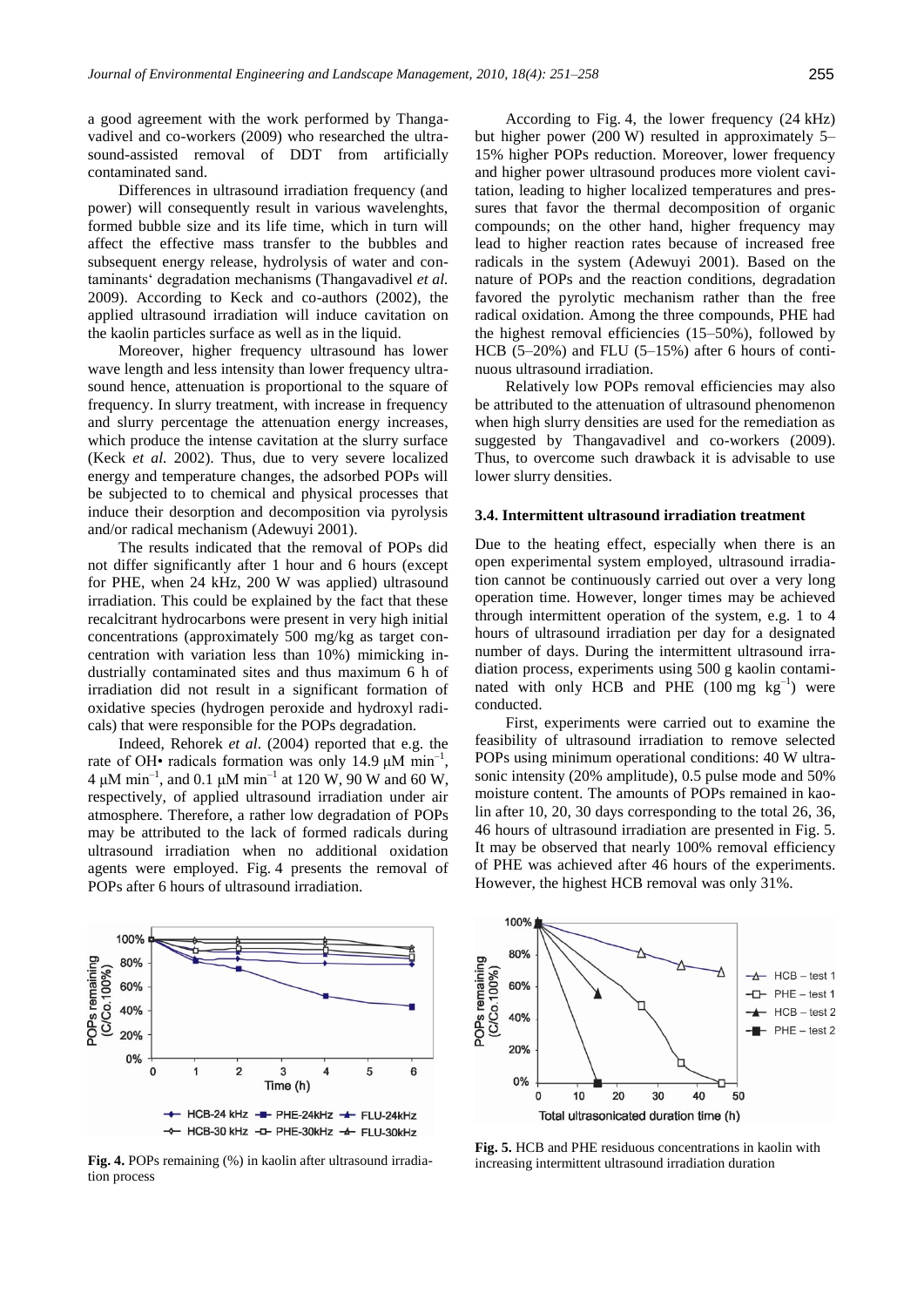a good agreement with the work performed by Thangavadivel and co-workers (2009) who researched the ultrasound-assisted removal of DDT from artificially contaminated sand.

Differences in ultrasound irradiation frequency (and power) will consequently result in various wavelenghts, formed bubble size and its life time, which in turn will affect the effective mass transfer to the bubbles and subsequent energy release, hydrolysis of water and contaminants' degradation mechanisms (Thangavadivel *et al.* 2009). According to Keck and co-authors (2002), the applied ultrasound irradiation will induce cavitation on the kaolin particles surface as well as in the liquid.

Moreover, higher frequency ultrasound has lower wave length and less intensity than lower frequency ultrasound hence, attenuation is proportional to the square of frequency. In slurry treatment, with increase in frequency and slurry percentage the attenuation energy increases, which produce the intense cavitation at the slurry surface (Keck *et al.* 2002). Thus, due to very severe localized energy and temperature changes, the adsorbed POPs will be subjected to to chemical and physical processes that induce their desorption and decomposition via pyrolysis and/or radical mechanism (Adewuyi 2001).

The results indicated that the removal of POPs did not differ significantly after 1 hour and 6 hours (except for PHE, when 24 kHz, 200 W was applied) ultrasound irradiation. This could be explained by the fact that these recalcitrant hydrocarbons were present in very high initial concentrations (approximately 500 mg/kg as target concentration with variation less than 10%) mimicking industrially contaminated sites and thus maximum 6 h of irradiation did not result in a significant formation of oxidative species (hydrogen peroxide and hydroxyl radicals) that were responsible for the POPs degradation.

Indeed, Rehorek *et al*. (2004) reported that e.g. the rate of OH• radicals formation was only 14.9 μM $min^{-1}$, 4 μM $min^{-1}$, and 0.1 μM $min^{-1}$ at 120 W, 90 W and 60 W, respectively, of applied ultrasound irradiation under air atmosphere. Therefore, a rather low degradation of POPs may be attributed to the lack of formed radicals during ultrasound irradiation when no additional oxidation agents were employed. Fig. 4 presents the removal of POPs after 6 hours of ultrasound irradiation.

**Fig. 4.** POPs remaining (%) in kaolin after ultrasound irradiation process

According to Fig. 4, the lower frequency (24 kHz) but higher power (200 W) resulted in approximately 5–15% higher POPs reduction. Moreover, lower frequency and higher power ultrasound produces more violent cavitation, leading to higher localized temperatures and pressures that favor the thermal decomposition of organic compounds; on the other hand, higher frequency may lead to higher reaction rates because of increased free radicals in the system (Adewuyi 2001). Based on the nature of POPs and the reaction conditions, degradation favored the pyrolytic mechanism rather than the free radical oxidation. Among the three compounds, PHE had the highest removal efficiencies (15–50%), followed by HCB (5–20%) and FLU (5–15%) after 6 hours of continuous ultrasound irradiation.

Relatively low POPs removal efficiencies may also be attributed to the attenuation of ultrasound phenomenon when high slurry densities are used for the remediation as suggested by Thangavadivel and co-workers (2009). Thus, to overcome such drawback it is advisable to use lower slurry densities.

### 3.4. Intermittent ultrasound irradiation treatment

Due to the heating effect, especially when there is an open experimental system employed, ultrasound irradiation cannot be continuously carried out over a very long operation time. However, longer times may be achieved through intermittent operation of the system, e.g. 1 to 4 hours of ultrasound irradiation per day for a designated number of days. During the intermittent ultrasound irradiation process, experiments using 500 g kaolin contaminated with only HCB and PHE (100 mg $kg^{-1}$) were conducted.

First, experiments were carried out to examine the feasibility of ultrasound irradiation to remove selected POPs using minimum operational conditions: 40 W ultrasonic intensity (20% amplitude), 0.5 pulse mode and 50% moisture content. The amounts of POPs remained in kaolin after 10, 20, 30 days corresponding to the total 26, 36, 46 hours of ultrasound irradiation are presented in Fig. 5. It may be observed that nearly 100% removal efficiency of PHE was achieved after 46 hours of the experiments. However, the highest HCB removal was only 31%.

**Fig. 5.** HCB and PHE residuous concentrations in kaolin with increasing intermittent ultrasound irradiation duration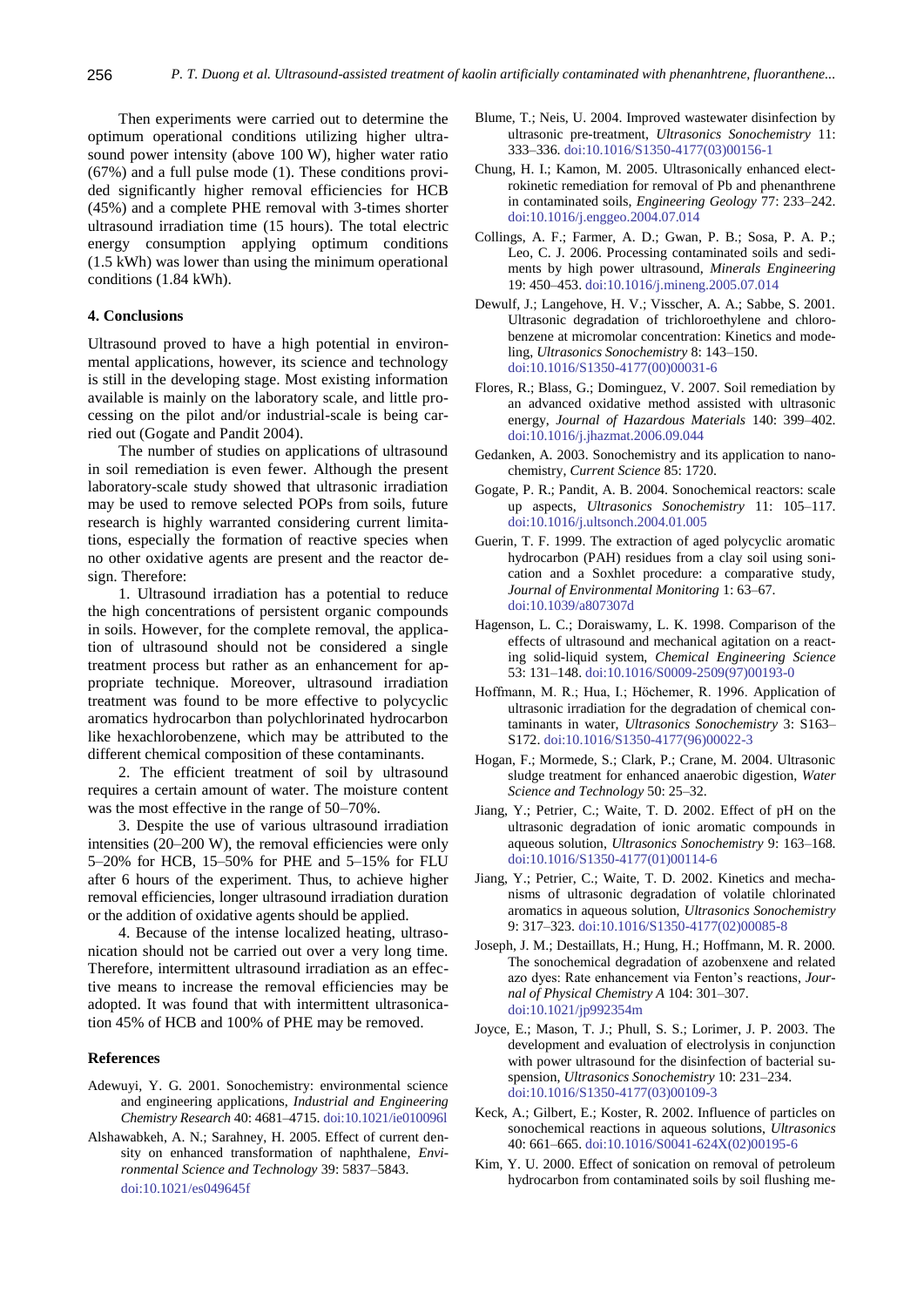Then experiments were carried out to determine the optimum operational conditions utilizing higher ultrasound power intensity (above 100 W), higher water ratio (67%) and a full pulse mode (1). These conditions provided significantly higher removal efficiencies for HCB (45%) and a complete PHE removal with 3-times shorter ultrasound irradiation time (15 hours). The total electric energy consumption applying optimum conditions (1.5 kWh) was lower than using the minimum operational conditions (1.84 kWh).

## 4. Conclusions

Ultrasound proved to have a high potential in environmental applications, however, its science and technology is still in the developing stage. Most existing information available is mainly on the laboratory scale, and little processing on the pilot and/or industrial-scale is being carried out (Gogate and Pandit 2004).

The number of studies on applications of ultrasound in soil remediation is even fewer. Although the present laboratory-scale study showed that ultrasonic irradiation may be used to remove selected POPs from soils, future research is highly warranted considering current limitations, especially the formation of reactive species when no other oxidative agents are present and the reactor design. Therefore:

1. Ultrasound irradiation has a potential to reduce the high concentrations of persistent organic compounds in soils. However, for the complete removal, the application of ultrasound should not be considered a single treatment process but rather as an enhancement for appropriate technique. Moreover, ultrasound irradiation treatment was found to be more effective to polycyclic aromatics hydrocarbon than polychlorinated hydrocarbon like hexachlorobenzene, which may be attributed to the different chemical composition of these contaminants.

2. The efficient treatment of soil by ultrasound requires a certain amount of water. The moisture content was the most effective in the range of 50–70%.

3. Despite the use of various ultrasound irradiation intensities (20–200 W), the removal efficiencies were only 5–20% for HCB, 15–50% for PHE and 5–15% for FLU after 6 hours of the experiment. Thus, to achieve higher removal efficiencies, longer ultrasound irradiation duration or the addition of oxidative agents should be applied.

4. Because of the intense localized heating, ultrasonication should not be carried out over a very long time. Therefore, intermittent ultrasound irradiation as an effective means to increase the removal efficiencies may be adopted. It was found that with intermittent ultrasonication 45% of HCB and 100% of PHE may be removed.

## References

Adewuyi, Y. G. 2001. Sonochemistry: environmental science and engineering applications, *Industrial and Engineering Chemistry Research* 40: 4681–4715. doi:10.1021/ie010096l

Alshawabkeh, A. N.; Sarahney, H. 2005. Effect of current density on enhanced transformation of naphthalene, *Environmental Science and Technology* 39: 5837–5843. doi:10.1021/es049645f

Blume, T.; Neis, U. 2004. Improved wastewater disinfection by ultrasonic pre-treatment, *Ultrasonics Sonochemistry* 11: 333–336. doi:10.1016/S1350-4177(03)00156-1

Chung, H. I.; Kamon, M. 2005. Ultrasonically enhanced electrokinetic remediation for removal of Pb and phenanthrene in contaminated soils, *Engineering Geology* 77: 233–242. doi:10.1016/j.enggeo.2004.07.014

Collings, A. F.; Farmer, A. D.; Gwan, P. B.; Sosa, P. A. P.; Leo, C. J. 2006. Processing contaminated soils and sediments by high power ultrasound, *Minerals Engineering* 19: 450–453. doi:10.1016/j.mineng.2005.07.014

Dewulf, J.; Langehove, H. V.; Visscher, A. A.; Sabbe, S. 2001. Ultrasonic degradation of trichloroethylene and chlorobenzene at micromolar concentration: Kinetics and modeling, *Ultrasonics Sonochemistry* 8: 143–150. doi:10.1016/S1350-4177(00)00031-6

Flores, R.; Blass, G.; Dominguez, V. 2007. Soil remediation by an advanced oxidative method assisted with ultrasonic energy, *Journal of Hazardous Materials* 140: 399–402. doi:10.1016/j.jhazmat.2006.09.044

Gedanken, A. 2003. Sonochemistry and its application to nanochemistry, *Current Science* 85: 1720.

Gogate, P. R.; Pandit, A. B. 2004. Sonochemical reactors: scale up aspects, *Ultrasonics Sonochemistry* 11: 105–117. doi:10.1016/j.ultsonch.2004.01.005

Guerin, T. F. 1999. The extraction of aged polycyclic aromatic hydrocarbon (PAH) residues from a clay soil using sonication and a Soxhlet procedure: a comparative study, *Journal of Environmental Monitoring* 1: 63–67. doi:10.1039/a807307d

Hagenson, L. C.; Doraiswamy, L. K. 1998. Comparison of the effects of ultrasound and mechanical agitation on a reacting solid-liquid system, *Chemical Engineering Science* 53: 131–148. doi:10.1016/S0009-2509(97)00193-0

Hoffmann, M. R.; Hua, I.; Höchemer, R. 1996. Application of ultrasonic irradiation for the degradation of chemical contaminants in water, *Ultrasonics Sonochemistry* 3: S163–S172. doi:10.1016/S1350-4177(96)00022-3

Hogan, F.; Mormede, S.; Clark, P.; Crane, M. 2004. Ultrasonic sludge treatment for enhanced anaerobic digestion, *Water Science and Technology* 50: 25–32.

Jiang, Y.; Petrier, C.; Waite, T. D. 2002. Effect of pH on the ultrasonic degradation of ionic aromatic compounds in aqueous solution, *Ultrasonics Sonochemistry* 9: 163–168. doi:10.1016/S1350-4177(01)00114-6

Jiang, Y.; Petrier, C.; Waite, T. D. 2002. Kinetics and mechanisms of ultrasonic degradation of volatile chlorinated aromatics in aqueous solution, *Ultrasonics Sonochemistry* 9: 317–323. doi:10.1016/S1350-4177(02)00085-8

Joseph, J. M.; Destaillats, H.; Hung, H.; Hoffmann, M. R. 2000. The sonochemical degradation of azobenxene and related azo dyes: Rate enhancement via Fenton's reactions, *Journal of Physical Chemistry A* 104: 301–307. doi:10.1021/jp992354m

Joyce, E.; Mason, T. J.; Phull, S. S.; Lorimer, J. P. 2003. The development and evaluation of electrolysis in conjunction with power ultrasound for the disinfection of bacterial suspension, *Ultrasonics Sonochemistry* 10: 231–234. doi:10.1016/S1350-4177(03)00109-3

Keck, A.; Gilbert, E.; Koster, R. 2002. Influence of particles on sonochemical reactions in aqueous solutions, *Ultrasonics* 40: 661–665. doi:10.1016/S0041-624X(02)00195-6

Kim, Y. U. 2000. Effect of sonication on removal of petroleum hydrocarbon from contaminated soils by soil flushing me-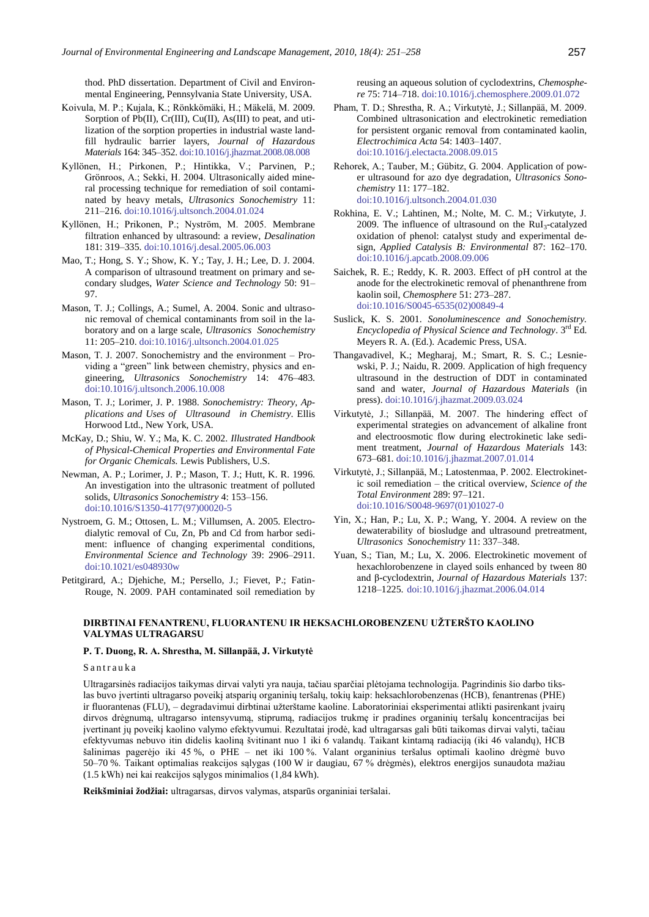thod. PhD dissertation. Department of Civil and Environmental Engineering, Pennsylvania State University, USA.

Koivula, M. P.; Kujala, K.; Rönkkömäki, H.; Mäkelä, M. 2009. Sorption of Pb(II), Cr(III), Cu(II), As(III) to peat, and utilization of the sorption properties in industrial waste landfill hydraulic barrier layers, *Journal of Hazardous Materials* 164: 345–352. doi:10.1016/j.jhazmat.2008.08.008

Kyllönen, H.; Pirkonen, P.; Hintikka, V.; Parvinen, P.; Grönroos, A.; Sekki, H. 2004. Ultrasonically aided mineral processing technique for remediation of soil contaminated by heavy metals, *Ultrasonics Sonochemistry* 11: 211–216. doi:10.1016/j.ultsonch.2004.01.024

Kyllönen, H.; Prikonen, P.; Nyström, M. 2005. Membrane filtration enhanced by ultrasound: a review, *Desalination* 181: 319–335. doi:10.1016/j.desal.2005.06.003

Mao, T.; Hong, S. Y.; Show, K. Y.; Tay, J. H.; Lee, D. J. 2004. A comparison of ultrasound treatment on primary and secondary sludges, *Water Science and Technology* 50: 91–97.

Mason, T. J.; Collings, A.; Sumel, A. 2004. Sonic and ultrasonic removal of chemical contaminants from soil in the laboratory and on a large scale, *Ultrasonics Sonochemistry* 11: 205–210. doi:10.1016/j.ultsonch.2004.01.025

Mason, T. J. 2007. Sonochemistry and the environment – Providing a "green" link between chemistry, physics and engineering, *Ultrasonics Sonochemistry* 14: 476–483. doi:10.1016/j.ultsonch.2006.10.008

Mason, T. J.; Lorimer, J. P. 1988. *Sonochemistry: Theory, Applications and Uses of Ultrasound in Chemistry*. Ellis Horwood Ltd., New York, USA.

McKay, D.; Shiu, W. Y.; Ma, K. C. 2002. *Illustrated Handbook of Physical-Chemical Properties and Environmental Fate for Organic Chemicals.* Lewis Publishers, U.S.

Newman, A. P.; Lorimer, J. P.; Mason, T. J.; Hutt, K. R. 1996. An investigation into the ultrasonic treatment of polluted solids, *Ultrasonics Sonochemistry* 4: 153–156. doi:10.1016/S1350-4177(97)00020-5

Nystroem, G. M.; Ottosen, L. M.; Villumsen, A. 2005. Electrodialytic removal of Cu, Zn, Pb and Cd from harbor sediment: influence of changing experimental conditions, *Environmental Science and Technology* 39: 2906–2911. doi:10.1021/es048930w

Petitgirard, A.; Djehiche, M.; Persello, J.; Fievet, P.; Fatin-Rouge, N. 2009. PAH contaminated soil remediation by reusing an aqueous solution of cyclodextrins, *Chemosphere* 75: 714–718. doi:10.1016/j.chemosphere.2009.01.072

Pham, T. D.; Shrestha, R. A.; Virkutytė, J.; Sillanpää, M. 2009. Combined ultrasonication and electrokinetic remediation for persistent organic removal from contaminated kaolin, *Electrochimica Acta* 54: 1403–1407. doi:10.1016/j.electacta.2008.09.015

Rehorek, A.; Tauber, M.; Gübitz, G. 2004. Application of power ultrasound for azo dye degradation, *Ultrasonics Sonochemistry* 11: 177–182. doi:10.1016/j.ultsonch.2004.01.030

Rokhina, E. V.; Lahtinen, M.; Nolte, M. C. M.; Virkutyte, J. 2009. The influence of ultrasound on the $RuI_3$-catalyzed oxidation of phenol: catalyst study and experimental design, *Applied Catalysis B: Environmental* 87: 162–170. doi:10.1016/j.apcatb.2008.09.006

Saichek, R. E.; Reddy, K. R. 2003. Effect of pH control at the anode for the electrokinetic removal of phenanthrene from kaolin soil, *Chemosphere* 51: 273–287. doi:10.1016/S0045-6535(02)00849-4

Suslick, K. S. 2001. *Sonoluminescence and Sonochemistry. Encyclopedia of Physical Science and Technology*. 3rd Ed. Meyers R. A. (Ed.). Academic Press, USA.

Thangavadivel, K.; Megharaj, M.; Smart, R. S. C.; Lesniewski, P. J.; Naidu, R. 2009. Application of high frequency ultrasound in the destruction of DDT in contaminated sand and water, *Journal of Hazardous Materials* (in press). doi:10.1016/j.jhazmat.2009.03.024

Virkutytė, J.; Sillanpää, M. 2007. The hindering effect of experimental strategies on advancement of alkaline front and electroosmotic flow during electrokinetic lake sediment treatment, *Journal of Hazardous Materials* 143: 673–681. doi:10.1016/j.jhazmat.2007.01.014

Virkutytė, J.; Sillanpää, M.; Latostenmaa, P. 2002. Electrokinetic soil remediation – the critical overview, *Science of the Total Environment* 289: 97–121. doi:10.1016/S0048-9697(01)01027-0

Yin, X.; Han, P.; Lu, X. P.; Wang, Y. 2004. A review on the dewaterability of biosludge and ultrasound pretreatment, *Ultrasonics Sonochemistry* 11: 337–348.

Yuan, S.; Tian, M.; Lu, X. 2006. Electrokinetic movement of hexachlorobenzene in clayed soils enhanced by tween 80 and β-cyclodextrin, *Journal of Hazardous Materials* 137: 1218–1225. doi:10.1016/j.jhazmat.2006.04.014

## DIRBTINAI FENANTRENU, FLUORANTENU IR HEKSACHLOROBENZENU UŽTERŠTO KAOLINO VALYMAS ULTRAGARSU

**P. T. Duong, R. A. Shrestha, M. Sillanpää, J. Virkutytė**

Santrauka

Ultragarsinės radiacijos taikymas dirvai valyti yra nauja, tačiau sparčiai plėtojama technologija. Pagrindinis šio darbo tikslas buvo įvertinti ultragarso poveikį atsparių organinių teršalų, tokių kaip: heksachlorobenzenas (HCB), fenantrenas (PHE) ir fluorantenas (FLU), – degradavimui dirbtinai užterštame kaoline. Laboratoriniai eksperimentai atlikti pasirenkant įvairų dirvos drėgnumą, ultragarso intensyvumą, stiprumą, radiacijos trukmę ir pradines organinių teršalų koncentracijas bei įvertinant jų poveikį kaolino valymo efektyvumui. Rezultatai įrodė, kad ultragarsas gali būti taikomas dirvai valyti, tačiau efektyvumas nebuvo itin didelis kaoliną švitinant nuo 1 iki 6 valandų. Taikant kintamą radiaciją (iki 46 valandų), HCB šalinimas pagerėjo iki 45 %, o PHE – net iki 100 %. Valant organinius teršalus optimali kaolino drėgmė buvo 50–70 %. Taikant optimalias reakcijos sąlygas (100 W ir daugiau, 67 % drėgmės), elektros energijos sunaudota mažiau (1.5 kWh) nei kai reakcijos sąlygos minimalios (1,84 kWh).

**Reikšminiai žodžiai:** ultragarsas, dirvos valymas, atsparūs organiniai teršalai.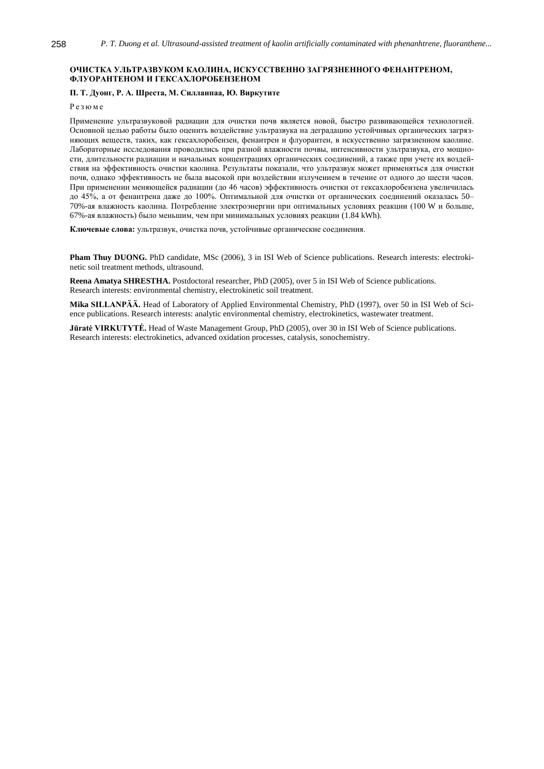## ОЧИСТКА УЛЬТРАЗВУКОМ КАОЛИНА, ИСКУССТВЕННО ЗАГРЯЗНЕННОГО ФЕНАНТРЕНОМ, ФЛУОРАНТЕНОМ И ГЕКСАХЛОРОБЕНЗЕНОМ

**П. Т. Дуонг, Р. А. Шреста, М. Силланпаа, Ю. Виркутите**

Р е з ю м е

Применение ультразвуковой радиации для очистки почв является новой, быстро развивающейся технологией. Основной целью работы было оценить воздействие ультразвука на деградацию устойчивых органических загрязняющих веществ, таких, как гексахлоробензен, фенантрен и флуорантен, в искусственно загрязненном каолине. Лабораторные исследования проводились при разной влажности почвы, интенсивности ультразвука, его мощности, длительности радиации и начальных концентрациях органических соединений, а также при учете их воздействия на эффективность очистки каолина. Результаты показали, что ультразвук может применяться для очистки почв, однако эффективность не была высокой при воздействии излучением в течение от одного до шести часов. При применении меняющейся радиации (до 46 часов) эффективность очистки от гексахлоробензена увеличилась до 45%, а от фенантрена даже до 100%. Оптимальной для очистки от органических соединений оказалась 50–70%-ая влажность каолина. Потребление электроэнергии при оптимальных условиях реакции (100 W и больше, 67%-ая влажность) было меньшим, чем при минимальных условиях реакции (1.84 kWh).

**Ключевые слова:** ультразвук, очистка почв, устойчивые органические соединения.

**Pham Thuy DUONG.** PhD candidate, MSc (2006), 3 in ISI Web of Science publications. Research interests: electrokinetic soil treatment methods, ultrasound.

**Reena Amatya SHRESTHA.** Postdoctoral researcher, PhD (2005), over 5 in ISI Web of Science publications. Research interests: environmental chemistry, electrokinetic soil treatment.

**Mika SILLANPÄÄ.** Head of Laboratory of Applied Environmental Chemistry, PhD (1997), over 50 in ISI Web of Science publications. Research interests: analytic environmental chemistry, electrokinetics, wastewater treatment.

**Jūratė VIRKUTYTĖ.** Head of Waste Management Group, PhD (2005), over 30 in ISI Web of Science publications. Research interests: electrokinetics, advanced oxidation processes, catalysis, sonochemistry.